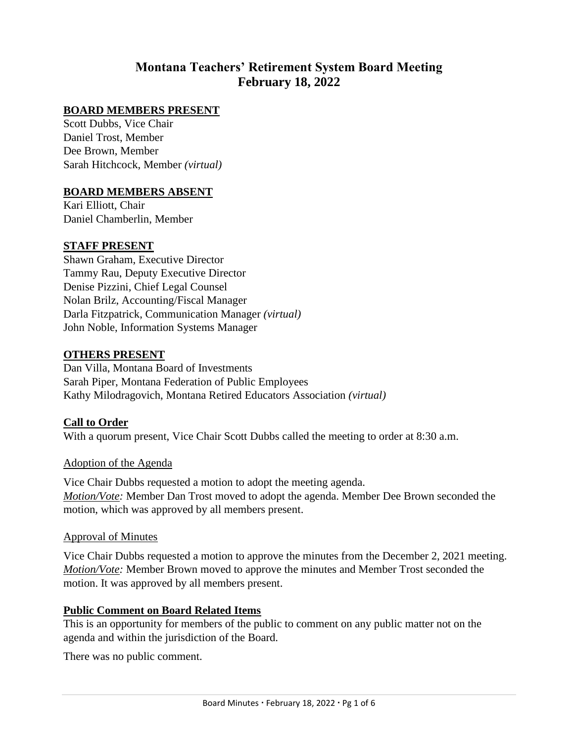# Montana Teachers' Retirement System Board Meeting
# February 18, 2022

## BOARD MEMBERS PRESENT

Scott Dubbs, Vice Chair
Daniel Trost, Member
Dee Brown, Member
Sarah Hitchcock, Member *(virtual)*

## BOARD MEMBERS ABSENT

Kari Elliott, Chair
Daniel Chamberlin, Member

## STAFF PRESENT

Shawn Graham, Executive Director
Tammy Rau, Deputy Executive Director
Denise Pizzini, Chief Legal Counsel
Nolan Brilz, Accounting/Fiscal Manager
Darla Fitzpatrick, Communication Manager *(virtual)*
John Noble, Information Systems Manager

## OTHERS PRESENT

Dan Villa, Montana Board of Investments
Sarah Piper, Montana Federation of Public Employees
Kathy Milodragovich, Montana Retired Educators Association *(virtual)*

## Call to Order

With a quorum present, Vice Chair Scott Dubbs called the meeting to order at 8:30 a.m.

### Adoption of the Agenda

Vice Chair Dubbs requested a motion to adopt the meeting agenda.
*Motion/Vote:* Member Dan Trost moved to adopt the agenda. Member Dee Brown seconded the motion, which was approved by all members present.

### Approval of Minutes

Vice Chair Dubbs requested a motion to approve the minutes from the December 2, 2021 meeting.
*Motion/Vote:* Member Brown moved to approve the minutes and Member Trost seconded the motion. It was approved by all members present.

## Public Comment on Board Related Items

This is an opportunity for members of the public to comment on any public matter not on the agenda and within the jurisdiction of the Board.

There was no public comment.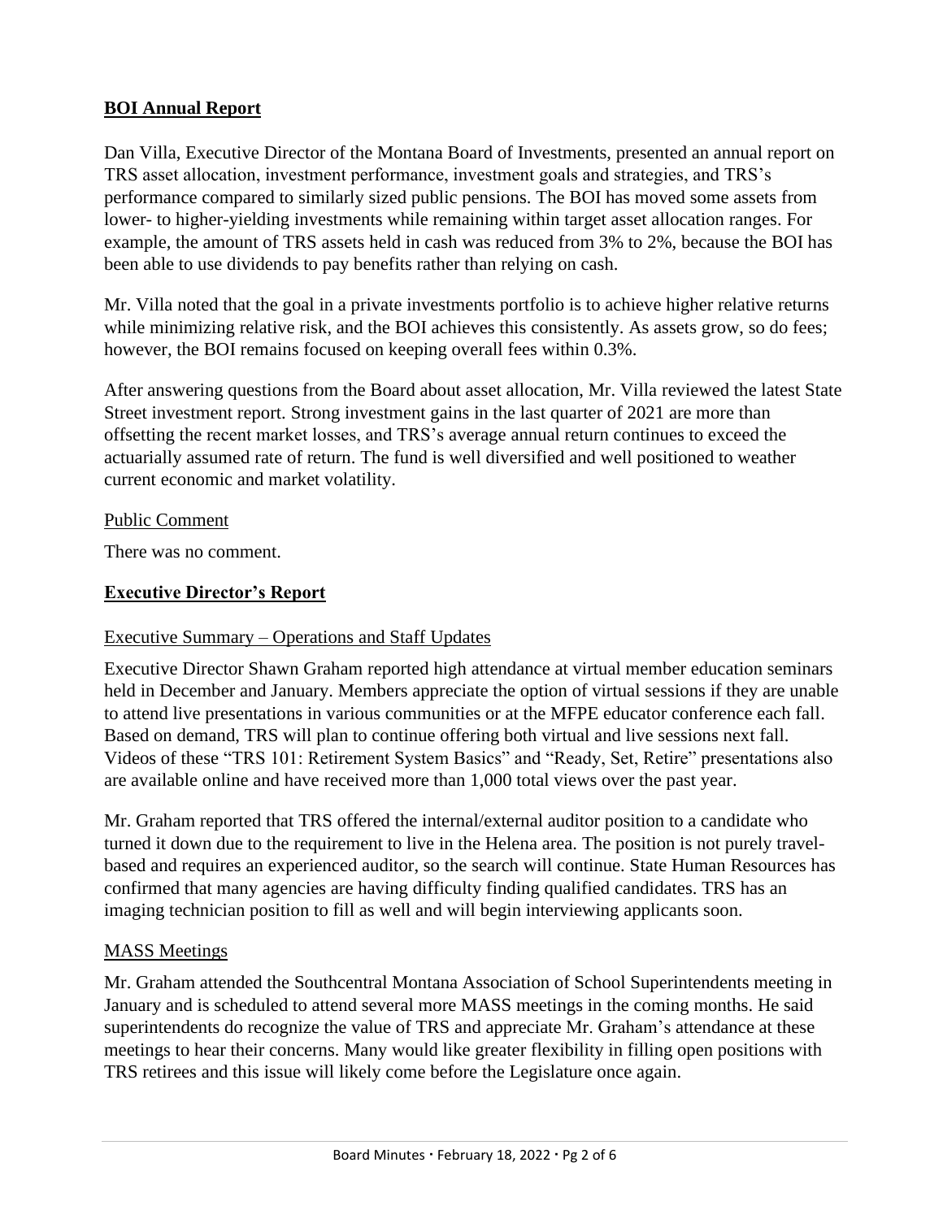## BOI Annual Report

Dan Villa, Executive Director of the Montana Board of Investments, presented an annual report on TRS asset allocation, investment performance, investment goals and strategies, and TRS's performance compared to similarly sized public pensions. The BOI has moved some assets from lower- to higher-yielding investments while remaining within target asset allocation ranges. For example, the amount of TRS assets held in cash was reduced from 3% to 2%, because the BOI has been able to use dividends to pay benefits rather than relying on cash.

Mr. Villa noted that the goal in a private investments portfolio is to achieve higher relative returns while minimizing relative risk, and the BOI achieves this consistently. As assets grow, so do fees; however, the BOI remains focused on keeping overall fees within 0.3%.

After answering questions from the Board about asset allocation, Mr. Villa reviewed the latest State Street investment report. Strong investment gains in the last quarter of 2021 are more than offsetting the recent market losses, and TRS's average annual return continues to exceed the actuarially assumed rate of return. The fund is well diversified and well positioned to weather current economic and market volatility.

### Public Comment

There was no comment.

## Executive Director's Report

### Executive Summary – Operations and Staff Updates

Executive Director Shawn Graham reported high attendance at virtual member education seminars held in December and January. Members appreciate the option of virtual sessions if they are unable to attend live presentations in various communities or at the MFPE educator conference each fall. Based on demand, TRS will plan to continue offering both virtual and live sessions next fall. Videos of these "TRS 101: Retirement System Basics" and "Ready, Set, Retire" presentations also are available online and have received more than 1,000 total views over the past year.

Mr. Graham reported that TRS offered the internal/external auditor position to a candidate who turned it down due to the requirement to live in the Helena area. The position is not purely travel-based and requires an experienced auditor, so the search will continue. State Human Resources has confirmed that many agencies are having difficulty finding qualified candidates. TRS has an imaging technician position to fill as well and will begin interviewing applicants soon.

### MASS Meetings

Mr. Graham attended the Southcentral Montana Association of School Superintendents meeting in January and is scheduled to attend several more MASS meetings in the coming months. He said superintendents do recognize the value of TRS and appreciate Mr. Graham's attendance at these meetings to hear their concerns. Many would like greater flexibility in filling open positions with TRS retirees and this issue will likely come before the Legislature once again.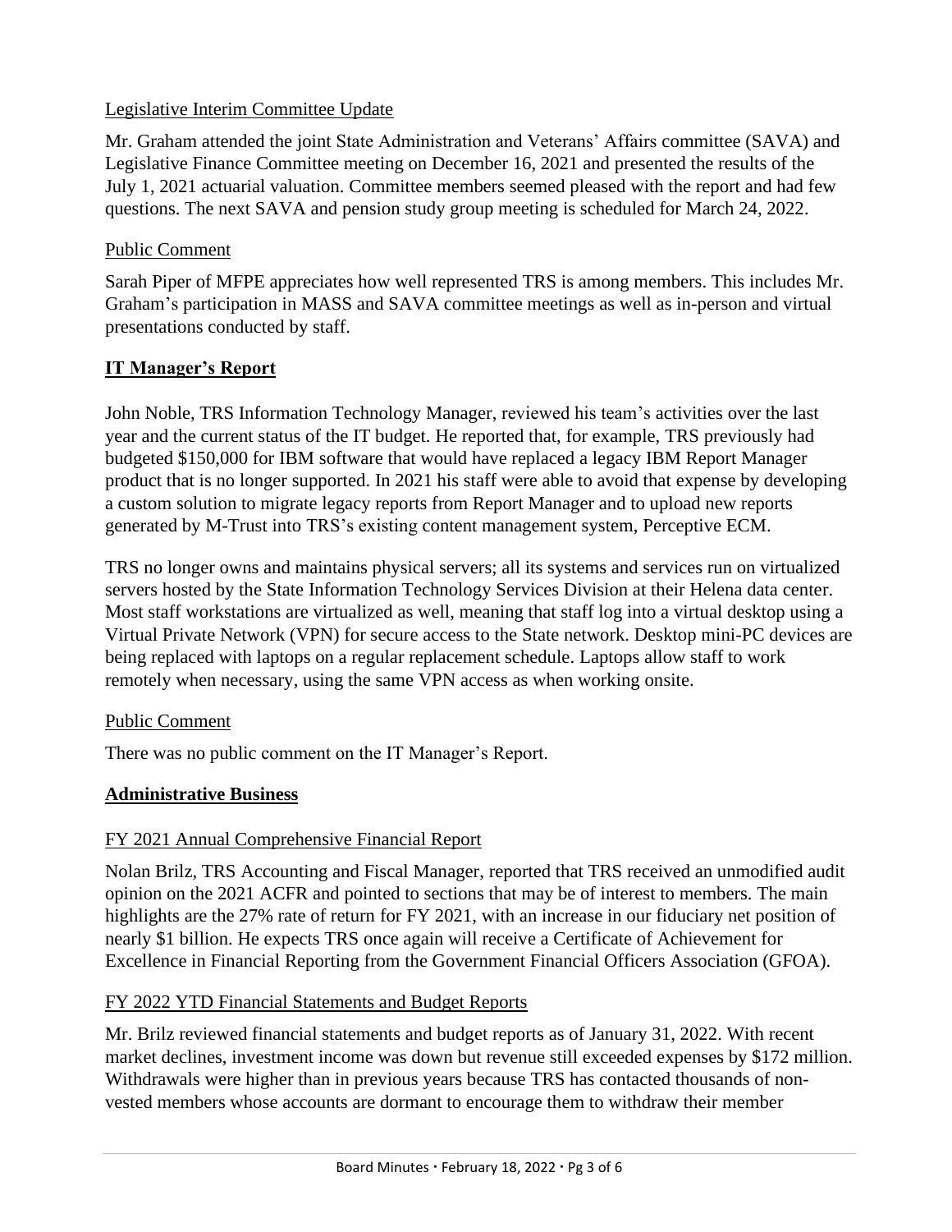Legislative Interim Committee Update

Mr. Graham attended the joint State Administration and Veterans' Affairs committee (SAVA) and Legislative Finance Committee meeting on December 16, 2021 and presented the results of the July 1, 2021 actuarial valuation. Committee members seemed pleased with the report and had few questions. The next SAVA and pension study group meeting is scheduled for March 24, 2022.

Public Comment

Sarah Piper of MFPE appreciates how well represented TRS is among members. This includes Mr. Graham's participation in MASS and SAVA committee meetings as well as in-person and virtual presentations conducted by staff.

## IT Manager's Report

John Noble, TRS Information Technology Manager, reviewed his team's activities over the last year and the current status of the IT budget. He reported that, for example, TRS previously had budgeted $150,000 for IBM software that would have replaced a legacy IBM Report Manager product that is no longer supported. In 2021 his staff were able to avoid that expense by developing a custom solution to migrate legacy reports from Report Manager and to upload new reports generated by M-Trust into TRS's existing content management system, Perceptive ECM.

TRS no longer owns and maintains physical servers; all its systems and services run on virtualized servers hosted by the State Information Technology Services Division at their Helena data center. Most staff workstations are virtualized as well, meaning that staff log into a virtual desktop using a Virtual Private Network (VPN) for secure access to the State network. Desktop mini-PC devices are being replaced with laptops on a regular replacement schedule. Laptops allow staff to work remotely when necessary, using the same VPN access as when working onsite.

Public Comment

There was no public comment on the IT Manager's Report.

## Administrative Business

FY 2021 Annual Comprehensive Financial Report

Nolan Brilz, TRS Accounting and Fiscal Manager, reported that TRS received an unmodified audit opinion on the 2021 ACFR and pointed to sections that may be of interest to members. The main highlights are the 27% rate of return for FY 2021, with an increase in our fiduciary net position of nearly $1 billion. He expects TRS once again will receive a Certificate of Achievement for Excellence in Financial Reporting from the Government Financial Officers Association (GFOA).

FY 2022 YTD Financial Statements and Budget Reports

Mr. Brilz reviewed financial statements and budget reports as of January 31, 2022. With recent market declines, investment income was down but revenue still exceeded expenses by $172 million. Withdrawals were higher than in previous years because TRS has contacted thousands of non-vested members whose accounts are dormant to encourage them to withdraw their member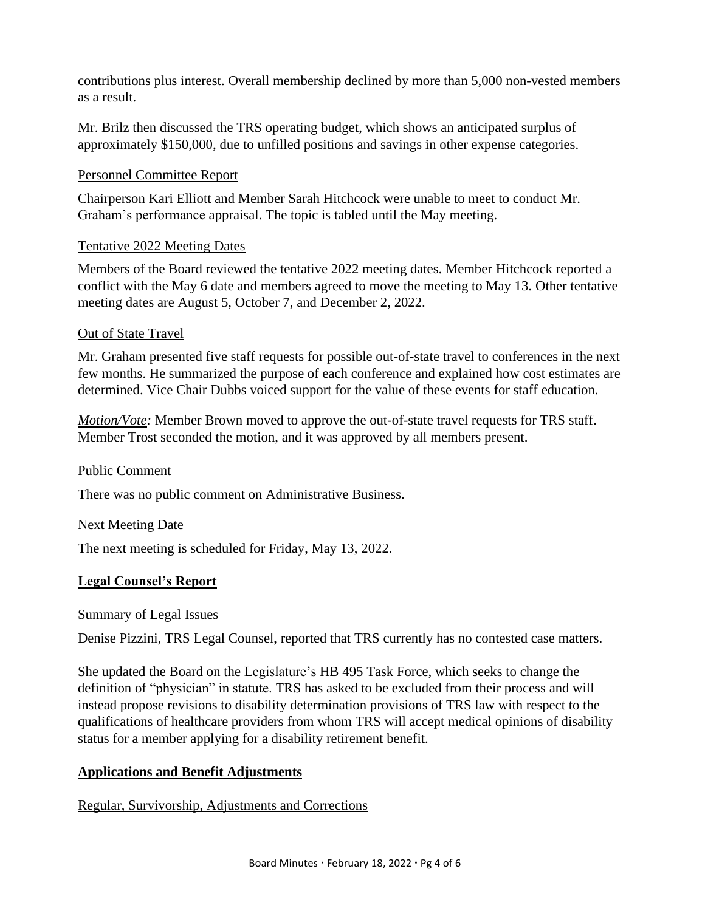contributions plus interest. Overall membership declined by more than 5,000 non-vested members as a result.

Mr. Brilz then discussed the TRS operating budget, which shows an anticipated surplus of approximately $150,000, due to unfilled positions and savings in other expense categories.

Personnel Committee Report

Chairperson Kari Elliott and Member Sarah Hitchcock were unable to meet to conduct Mr. Graham's performance appraisal. The topic is tabled until the May meeting.

Tentative 2022 Meeting Dates

Members of the Board reviewed the tentative 2022 meeting dates. Member Hitchcock reported a conflict with the May 6 date and members agreed to move the meeting to May 13. Other tentative meeting dates are August 5, October 7, and December 2, 2022.

Out of State Travel

Mr. Graham presented five staff requests for possible out-of-state travel to conferences in the next few months. He summarized the purpose of each conference and explained how cost estimates are determined. Vice Chair Dubbs voiced support for the value of these events for staff education.

*Motion/Vote:* Member Brown moved to approve the out-of-state travel requests for TRS staff. Member Trost seconded the motion, and it was approved by all members present.

Public Comment

There was no public comment on Administrative Business.

Next Meeting Date

The next meeting is scheduled for Friday, May 13, 2022.

## **Legal Counsel's Report**

Summary of Legal Issues

Denise Pizzini, TRS Legal Counsel, reported that TRS currently has no contested case matters.

She updated the Board on the Legislature's HB 495 Task Force, which seeks to change the definition of "physician" in statute. TRS has asked to be excluded from their process and will instead propose revisions to disability determination provisions of TRS law with respect to the qualifications of healthcare providers from whom TRS will accept medical opinions of disability status for a member applying for a disability retirement benefit.

## **Applications and Benefit Adjustments**

Regular, Survivorship, Adjustments and Corrections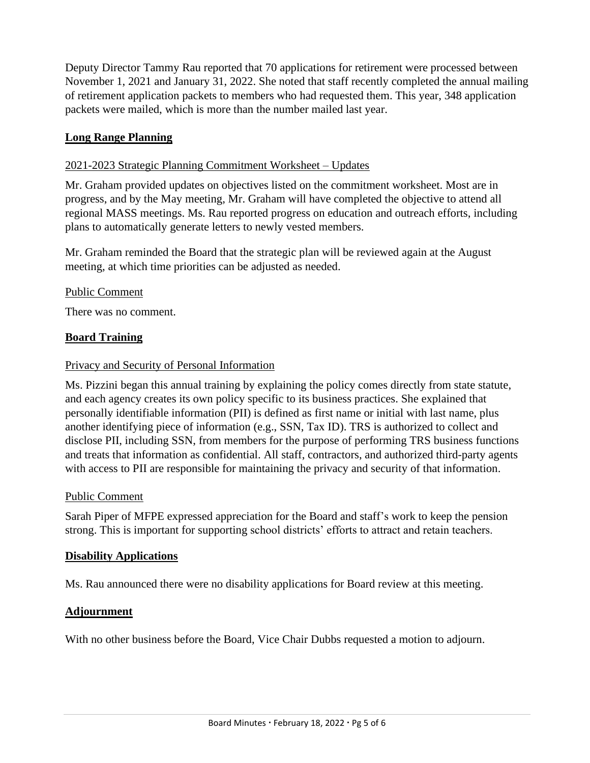Deputy Director Tammy Rau reported that 70 applications for retirement were processed between November 1, 2021 and January 31, 2022. She noted that staff recently completed the annual mailing of retirement application packets to members who had requested them. This year, 348 application packets were mailed, which is more than the number mailed last year.

## Long Range Planning

### 2021-2023 Strategic Planning Commitment Worksheet – Updates

Mr. Graham provided updates on objectives listed on the commitment worksheet. Most are in progress, and by the May meeting, Mr. Graham will have completed the objective to attend all regional MASS meetings. Ms. Rau reported progress on education and outreach efforts, including plans to automatically generate letters to newly vested members.

Mr. Graham reminded the Board that the strategic plan will be reviewed again at the August meeting, at which time priorities can be adjusted as needed.

### Public Comment

There was no comment.

## Board Training

### Privacy and Security of Personal Information

Ms. Pizzini began this annual training by explaining the policy comes directly from state statute, and each agency creates its own policy specific to its business practices. She explained that personally identifiable information (PII) is defined as first name or initial with last name, plus another identifying piece of information (e.g., SSN, Tax ID). TRS is authorized to collect and disclose PII, including SSN, from members for the purpose of performing TRS business functions and treats that information as confidential. All staff, contractors, and authorized third-party agents with access to PII are responsible for maintaining the privacy and security of that information.

### Public Comment

Sarah Piper of MFPE expressed appreciation for the Board and staff's work to keep the pension strong. This is important for supporting school districts' efforts to attract and retain teachers.

## Disability Applications

Ms. Rau announced there were no disability applications for Board review at this meeting.

## Adjournment

With no other business before the Board, Vice Chair Dubbs requested a motion to adjourn.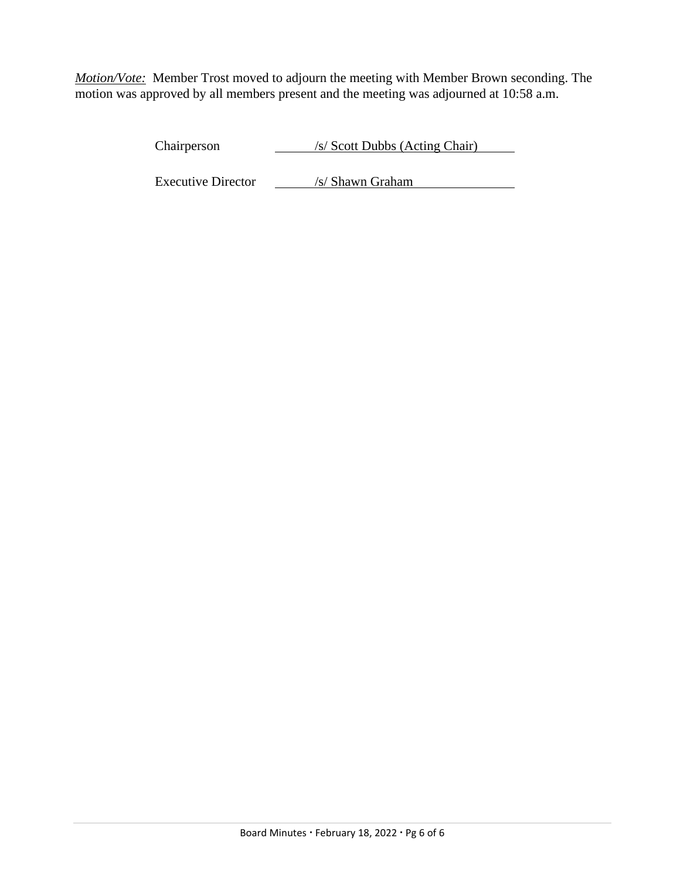*Motion/Vote:* Member Trost moved to adjourn the meeting with Member Brown seconding. The motion was approved by all members present and the meeting was adjourned at 10:58 a.m.

| | |
|---|---|
| Chairperson | /s/ Scott Dubbs (Acting Chair) |
| Executive Director | /s/ Shawn Graham |